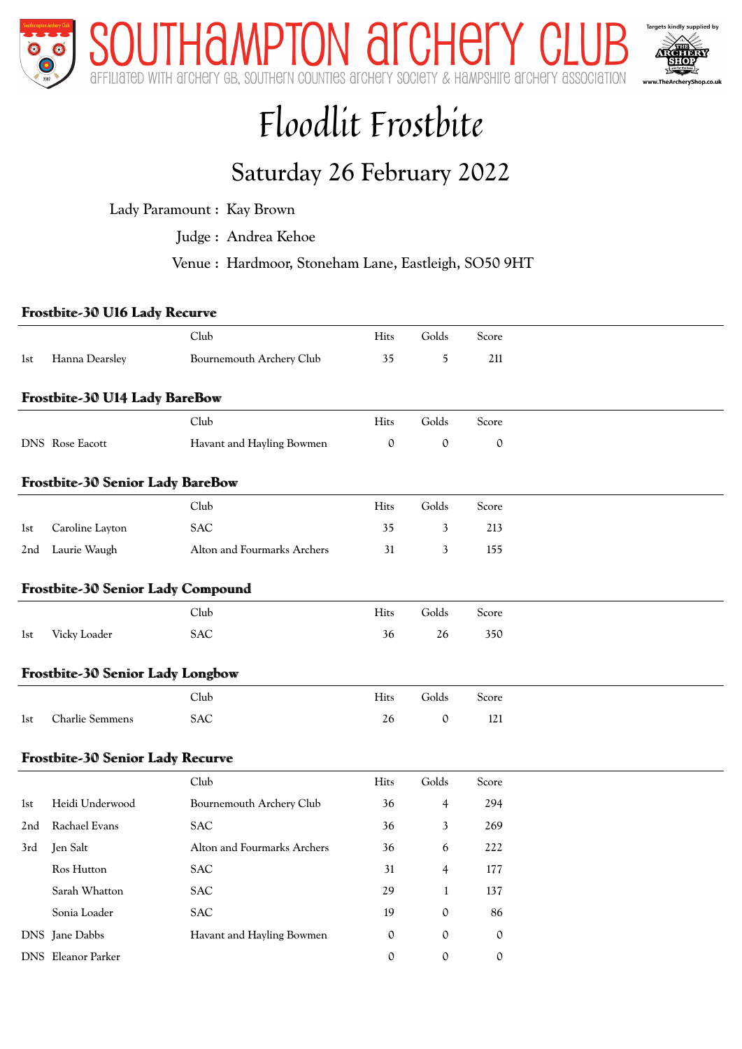# Southampton Archery Club

Affiliated with Archery GB, Southern Counties Archery Society & Hampshire Archery Association

Targets kindly supplied by The Archery Shop www.TheArcheryShop.co.uk

# Floodlit Frostbite

## Saturday 26 February 2022

Lady Paramount : Kay Brown

Judge : Andrea Kehoe

Venue : Hardmoor, Stoneham Lane, Eastleigh, SO50 9HT

### Frostbite-30 U16 Lady Recurve

| | | Club | Hits | Golds | Score |
|---|---|---|---|---|---|
| 1st | Hanna Dearsley | Bournemouth Archery Club | 35 | 5 | 211 |

### Frostbite-30 U14 Lady BareBow

| | | Club | Hits | Golds | Score |
|---|---|---|---|---|---|
| DNS | Rose Eacott | Havant and Hayling Bowmen | 0 | 0 | 0 |

### Frostbite-30 Senior Lady BareBow

| | | Club | Hits | Golds | Score |
|---|---|---|---|---|---|
| 1st | Caroline Layton | SAC | 35 | 3 | 213 |
| 2nd | Laurie Waugh | Alton and Fourmarks Archers | 31 | 3 | 155 |

### Frostbite-30 Senior Lady Compound

| | | Club | Hits | Golds | Score |
|---|---|---|---|---|---|
| 1st | Vicky Loader | SAC | 36 | 26 | 350 |

### Frostbite-30 Senior Lady Longbow

| | | Club | Hits | Golds | Score |
|---|---|---|---|---|---|
| 1st | Charlie Semmens | SAC | 26 | 0 | 121 |

### Frostbite-30 Senior Lady Recurve

| | | Club | Hits | Golds | Score |
|---|---|---|---|---|---|
| 1st | Heidi Underwood | Bournemouth Archery Club | 36 | 4 | 294 |
| 2nd | Rachael Evans | SAC | 36 | 3 | 269 |
| 3rd | Jen Salt | Alton and Fourmarks Archers | 36 | 6 | 222 |
| | Ros Hutton | SAC | 31 | 4 | 177 |
| | Sarah Whatton | SAC | 29 | 1 | 137 |
| | Sonia Loader | SAC | 19 | 0 | 86 |
| DNS | Jane Dabbs | Havant and Hayling Bowmen | 0 | 0 | 0 |
| DNS | Eleanor Parker | | 0 | 0 | 0 |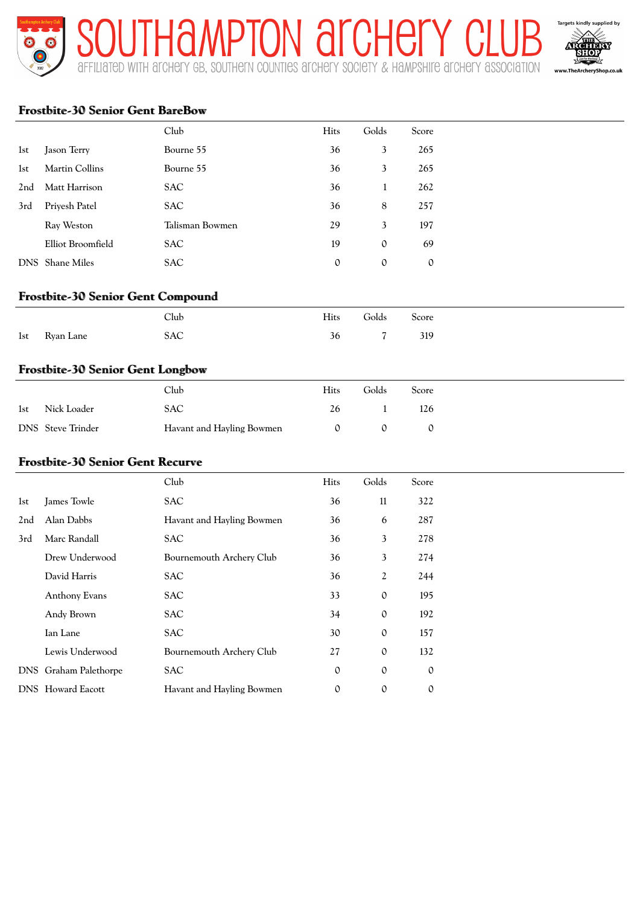### Frostbite-30 Senior Gent BareBow

| | | Club | Hits | Golds | Score |
|---|---|---|---|---|---|
| 1st | Jason Terry | Bourne 55 | 36 | 3 | 265 |
| 1st | Martin Collins | Bourne 55 | 36 | 3 | 265 |
| 2nd | Matt Harrison | SAC | 36 | 1 | 262 |
| 3rd | Priyesh Patel | SAC | 36 | 8 | 257 |
| | Ray Weston | Talisman Bowmen | 29 | 3 | 197 |
| | Elliot Broomfield | SAC | 19 | 0 | 69 |
| DNS | Shane Miles | SAC | 0 | 0 | 0 |

### Frostbite-30 Senior Gent Compound

| | | Club | Hits | Golds | Score |
|---|---|---|---|---|---|
| 1st | Ryan Lane | SAC | 36 | 7 | 319 |

### Frostbite-30 Senior Gent Longbow

| | | Club | Hits | Golds | Score |
|---|---|---|---|---|---|
| 1st | Nick Loader | SAC | 26 | 1 | 126 |
| DNS | Steve Trinder | Havant and Hayling Bowmen | 0 | 0 | 0 |

### Frostbite-30 Senior Gent Recurve

| | | Club | Hits | Golds | Score |
|---|---|---|---|---|---|
| 1st | James Towle | SAC | 36 | 11 | 322 |
| 2nd | Alan Dabbs | Havant and Hayling Bowmen | 36 | 6 | 287 |
| 3rd | Marc Randall | SAC | 36 | 3 | 278 |
| | Drew Underwood | Bournemouth Archery Club | 36 | 3 | 274 |
| | David Harris | SAC | 36 | 2 | 244 |
| | Anthony Evans | SAC | 33 | 0 | 195 |
| | Andy Brown | SAC | 34 | 0 | 192 |
| | Ian Lane | SAC | 30 | 0 | 157 |
| | Lewis Underwood | Bournemouth Archery Club | 27 | 0 | 132 |
| DNS | Graham Palethorpe | SAC | 0 | 0 | 0 |
| DNS | Howard Eacott | Havant and Hayling Bowmen | 0 | 0 | 0 |